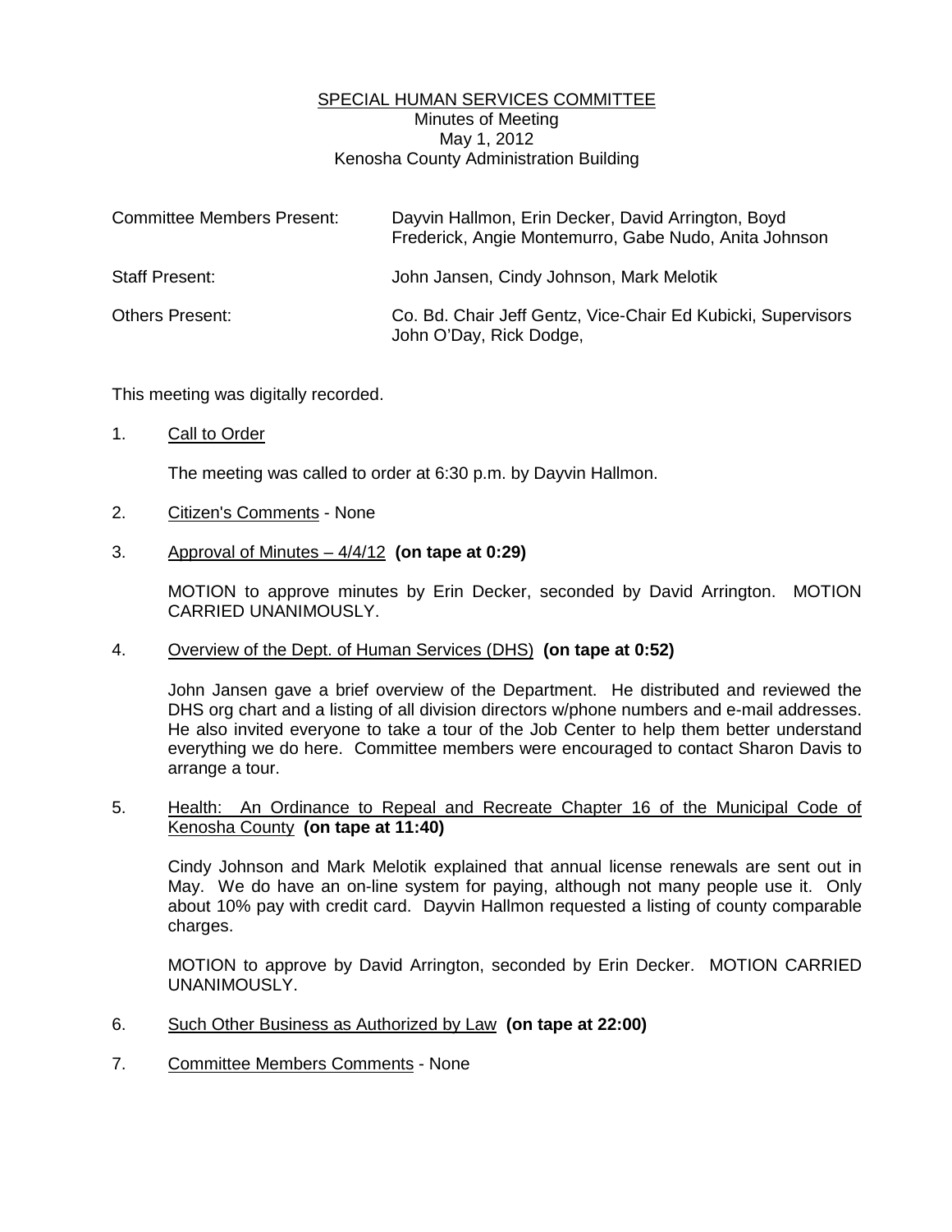# SPECIAL HUMAN SERVICES COMMITTEE

Minutes of Meeting
May 1, 2012
Kenosha County Administration Building

| | |
|---|---|
| Committee Members Present: | Dayvin Hallmon, Erin Decker, David Arrington, Boyd Frederick, Angie Montemurro, Gabe Nudo, Anita Johnson |
| Staff Present: | John Jansen, Cindy Johnson, Mark Melotik |
| Others Present: | Co. Bd. Chair Jeff Gentz, Vice-Chair Ed Kubicki, Supervisors John O'Day, Rick Dodge, |

This meeting was digitally recorded.

1. Call to Order

   The meeting was called to order at 6:30 p.m. by Dayvin Hallmon.

2. Citizen's Comments - None

3. Approval of Minutes – 4/4/12 **(on tape at 0:29)**

   MOTION to approve minutes by Erin Decker, seconded by David Arrington. MOTION CARRIED UNANIMOUSLY.

4. Overview of the Dept. of Human Services (DHS) **(on tape at 0:52)**

   John Jansen gave a brief overview of the Department. He distributed and reviewed the DHS org chart and a listing of all division directors w/phone numbers and e-mail addresses. He also invited everyone to take a tour of the Job Center to help them better understand everything we do here. Committee members were encouraged to contact Sharon Davis to arrange a tour.

5. Health: An Ordinance to Repeal and Recreate Chapter 16 of the Municipal Code of Kenosha County **(on tape at 11:40)**

   Cindy Johnson and Mark Melotik explained that annual license renewals are sent out in May. We do have an on-line system for paying, although not many people use it. Only about 10% pay with credit card. Dayvin Hallmon requested a listing of county comparable charges.

   MOTION to approve by David Arrington, seconded by Erin Decker. MOTION CARRIED UNANIMOUSLY.

6. Such Other Business as Authorized by Law **(on tape at 22:00)**

7. Committee Members Comments - None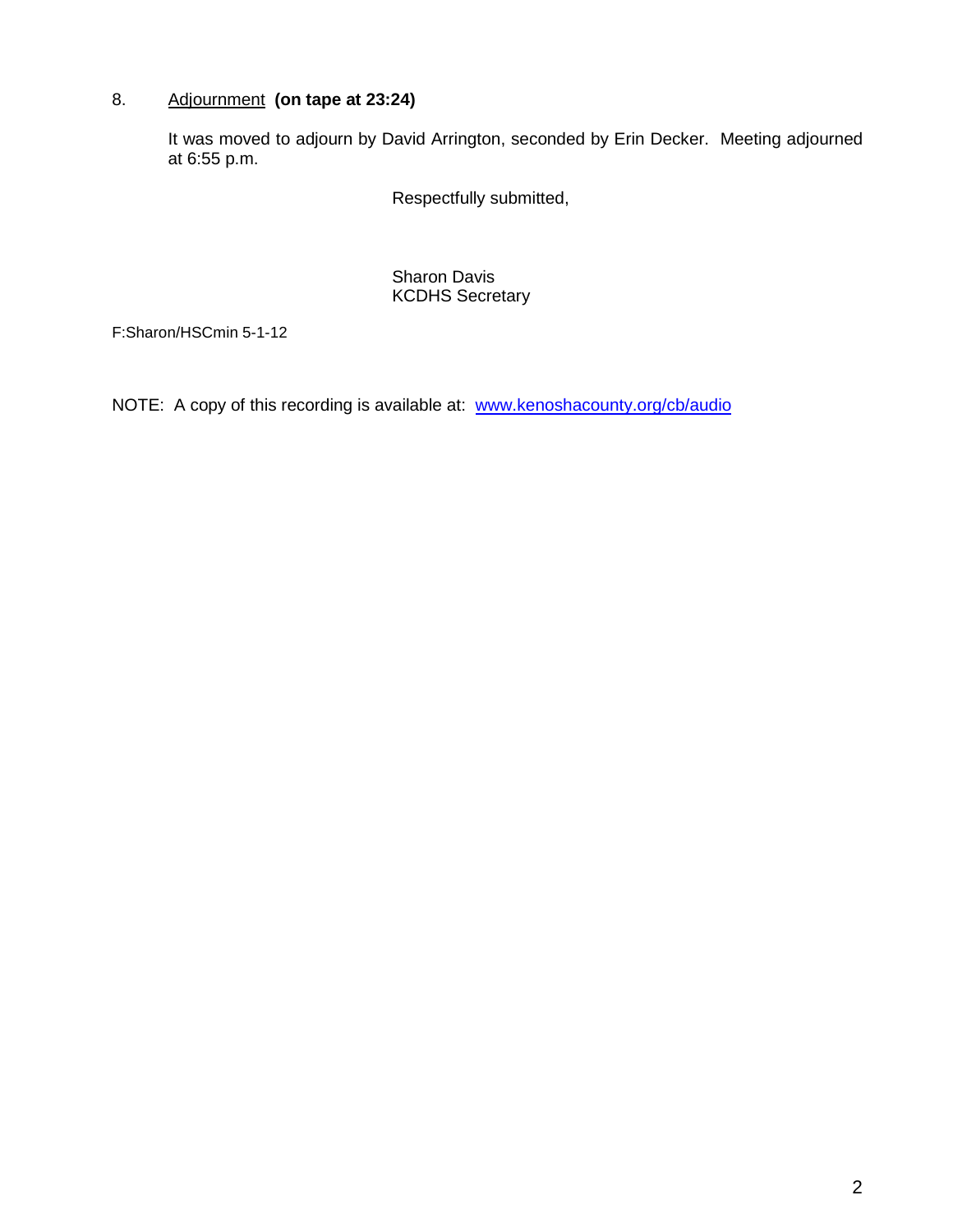8. Adjournment **(on tape at 23:24)**

It was moved to adjourn by David Arrington, seconded by Erin Decker. Meeting adjourned at 6:55 p.m.

Respectfully submitted,

Sharon Davis
KCDHS Secretary

F:Sharon/HSCmin 5-1-12

NOTE: A copy of this recording is available at: [www.kenoshacounty.org/cb/audio](http://www.kenoshacounty.org/cb/audio)